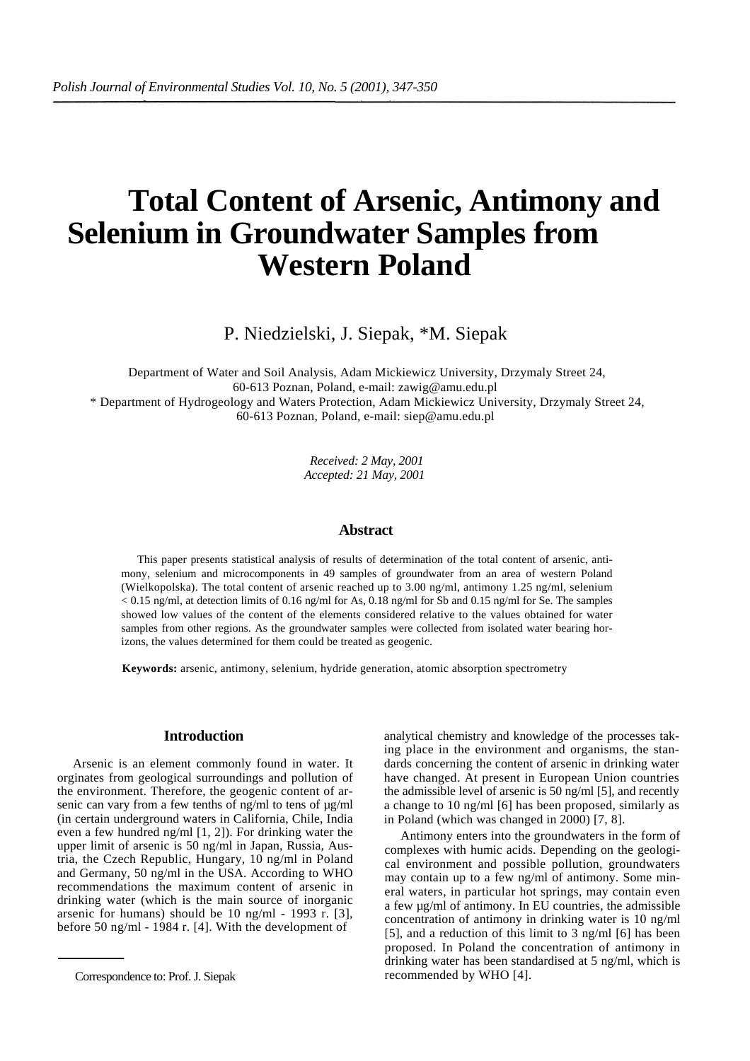# Total Content of Arsenic, Antimony and Selenium in Groundwater Samples from Western Poland

P. Niedzielski, J. Siepak, *M. Siepak

Department of Water and Soil Analysis, Adam Mickiewicz University, Drzymaly Street 24, 60-613 Poznan, Poland, e-mail: zawig@amu.edu.pl
* Department of Hydrogeology and Waters Protection, Adam Mickiewicz University, Drzymaly Street 24, 60-613 Poznan, Poland, e-mail: siep@amu.edu.pl

*Received: 2 May, 2001*
*Accepted: 21 May, 2001*

## Abstract

This paper presents statistical analysis of results of determination of the total content of arsenic, antimony, selenium and microcomponents in 49 samples of groundwater from an area of western Poland (Wielkopolska). The total content of arsenic reached up to 3.00 ng/ml, antimony 1.25 ng/ml, selenium < 0.15 ng/ml, at detection limits of 0.16 ng/ml for As, 0.18 ng/ml for Sb and 0.15 ng/ml for Se. The samples showed low values of the content of the elements considered relative to the values obtained for water samples from other regions. As the groundwater samples were collected from isolated water bearing horizons, the values determined for them could be treated as geogenic.

**Keywords:** arsenic, antimony, selenium, hydride generation, atomic absorption spectrometry

## Introduction

Arsenic is an element commonly found in water. It orginates from geological surroundings and pollution of the environment. Therefore, the geogenic content of arsenic can vary from a few tenths of ng/ml to tens of µg/ml (in certain underground waters in California, Chile, India even a few hundred ng/ml [1, 2]). For drinking water the upper limit of arsenic is 50 ng/ml in Japan, Russia, Austria, the Czech Republic, Hungary, 10 ng/ml in Poland and Germany, 50 ng/ml in the USA. According to WHO recommendations the maximum content of arsenic in drinking water (which is the main source of inorganic arsenic for humans) should be 10 ng/ml - 1993 r. [3], before 50 ng/ml - 1984 r. [4]. With the development of analytical chemistry and knowledge of the processes taking place in the environment and organisms, the standards concerning the content of arsenic in drinking water have changed. At present in European Union countries the admissible level of arsenic is 50 ng/ml [5], and recently a change to 10 ng/ml [6] has been proposed, similarly as in Poland (which was changed in 2000) [7, 8].

Antimony enters into the groundwaters in the form of complexes with humic acids. Depending on the geological environment and possible pollution, groundwaters may contain up to a few ng/ml of antimony. Some mineral waters, in particular hot springs, may contain even a few µg/ml of antimony. In EU countries, the admissible concentration of antimony in drinking water is 10 ng/ml [5], and a reduction of this limit to 3 ng/ml [6] has been proposed. In Poland the concentration of antimony in drinking water has been standardised at 5 ng/ml, which is recommended by WHO [4].

Correspondence to: Prof. J. Siepak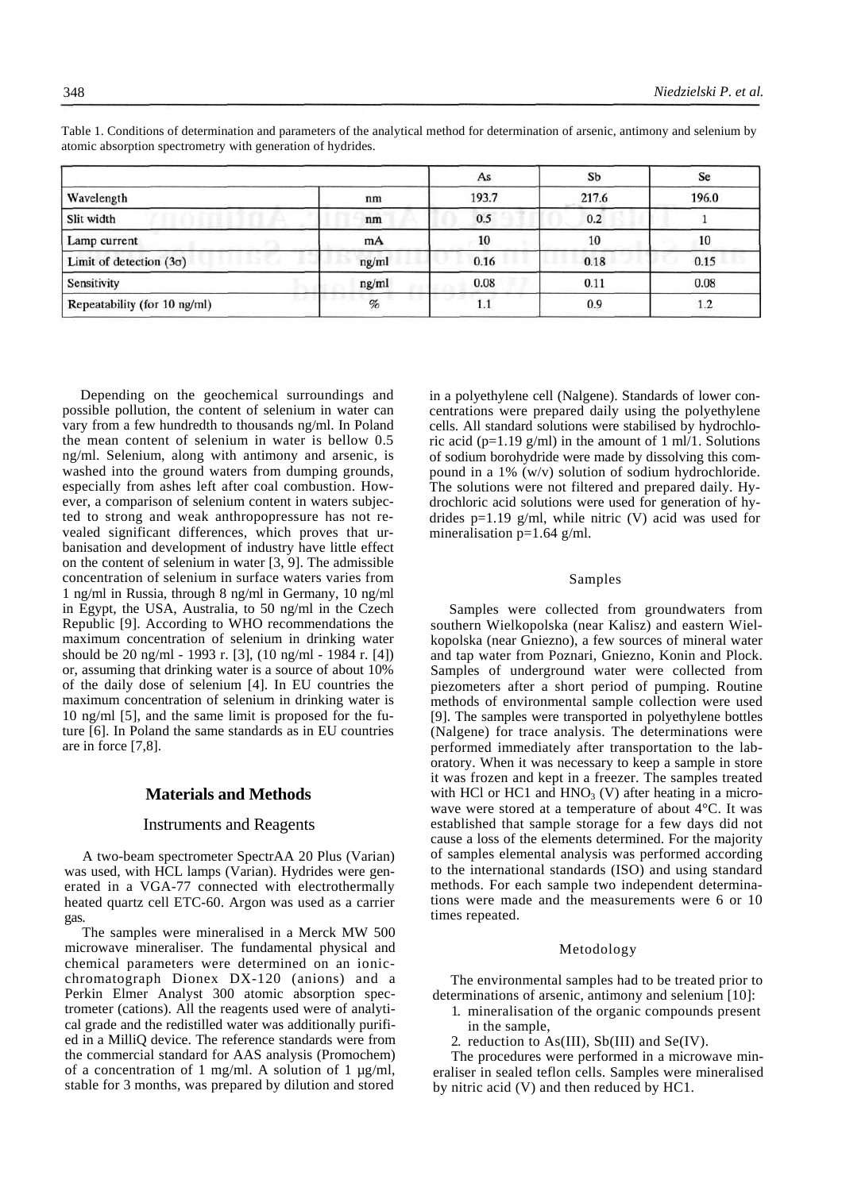Table 1. Conditions of determination and parameters of the analytical method for determination of arsenic, antimony and selenium by atomic absorption spectrometry with generation of hydrides.

| | | As | Sb | Se |
|---|---|---|---|---|
| Wavelength | nm | 193.7 | 217.6 | 196.0 |
| Slit width | nm | 0.5 | 0.2 | 1 |
| Lamp current | mA | 10 | 10 | 10 |
| Limit of detection (3σ) | ng/ml | 0.16 | 0.18 | 0.15 |
| Sensitivity | ng/ml | 0.08 | 0.11 | 0.08 |
| Repeatability (for 10 ng/ml) | % | 1.1 | 0.9 | 1.2 |

Depending on the geochemical surroundings and possible pollution, the content of selenium in water can vary from a few hundredth to thousands ng/ml. In Poland the mean content of selenium in water is bellow 0.5 ng/ml. Selenium, along with antimony and arsenic, is washed into the ground waters from dumping grounds, especially from ashes left after coal combustion. However, a comparison of selenium content in waters subjected to strong and weak anthropopressure has not revealed significant differences, which proves that urbanisation and development of industry have little effect on the content of selenium in water [3, 9]. The admissible concentration of selenium in surface waters varies from 1 ng/ml in Russia, through 8 ng/ml in Germany, 10 ng/ml in Egypt, the USA, Australia, to 50 ng/ml in the Czech Republic [9]. According to WHO recommendations the maximum concentration of selenium in drinking water should be 20 ng/ml - 1993 r. [3], (10 ng/ml - 1984 r. [4]) or, assuming that drinking water is a source of about 10% of the daily dose of selenium [4]. In EU countries the maximum concentration of selenium in drinking water is 10 ng/ml [5], and the same limit is proposed for the future [6]. In Poland the same standards as in EU countries are in force [7,8].

## Materials and Methods

### Instruments and Reagents

A two-beam spectrometer SpectrAA 20 Plus (Varian) was used, with HCL lamps (Varian). Hydrides were generated in a VGA-77 connected with electrothermally heated quartz cell ETC-60. Argon was used as a carrier gas.

The samples were mineralised in a Merck MW 500 microwave mineraliser. The fundamental physical and chemical parameters were determined on an ionic-chromatograph Dionex DX-120 (anions) and a Perkin Elmer Analyst 300 atomic absorption spectrometer (cations). All the reagents used were of analytical grade and the redistilled water was additionally purified in a MilliQ device. The reference standards were from the commercial standard for AAS analysis (Promochem) of a concentration of 1 mg/ml. A solution of 1 µg/ml, stable for 3 months, was prepared by dilution and stored in a polyethylene cell (Nalgene). Standards of lower concentrations were prepared daily using the polyethylene cells. All standard solutions were stabilised by hydrochloric acid (p=1.19 g/ml) in the amount of 1 ml/1. Solutions of sodium borohydride were made by dissolving this compound in a 1% (w/v) solution of sodium hydrochloride. The solutions were not filtered and prepared daily. Hydrochloric acid solutions were used for generation of hydrides p=1.19 g/ml, while nitric (V) acid was used for mineralisation p=1.64 g/ml.

### Samples

Samples were collected from groundwaters from southern Wielkopolska (near Kalisz) and eastern Wielkopolska (near Gniezno), a few sources of mineral water and tap water from Poznari, Gniezno, Konin and Plock. Samples of underground water were collected from piezometers after a short period of pumping. Routine methods of environmental sample collection were used [9]. The samples were transported in polyethylene bottles (Nalgene) for trace analysis. The determinations were performed immediately after transportation to the laboratory. When it was necessary to keep a sample in store it was frozen and kept in a freezer. The samples treated with HCl or HC1 and $HNO_3$ (V) after heating in a microwave were stored at a temperature of about 4°C. It was established that sample storage for a few days did not cause a loss of the elements determined. For the majority of samples elemental analysis was performed according to the international standards (ISO) and using standard methods. For each sample two independent determinations were made and the measurements were 6 or 10 times repeated.

### Metodology

The environmental samples had to be treated prior to determinations of arsenic, antimony and selenium [10]:

1. mineralisation of the organic compounds present in the sample,
2. reduction to As(III), Sb(III) and Se(IV).

The procedures were performed in a microwave mineraliser in sealed teflon cells. Samples were mineralised by nitric acid (V) and then reduced by HC1.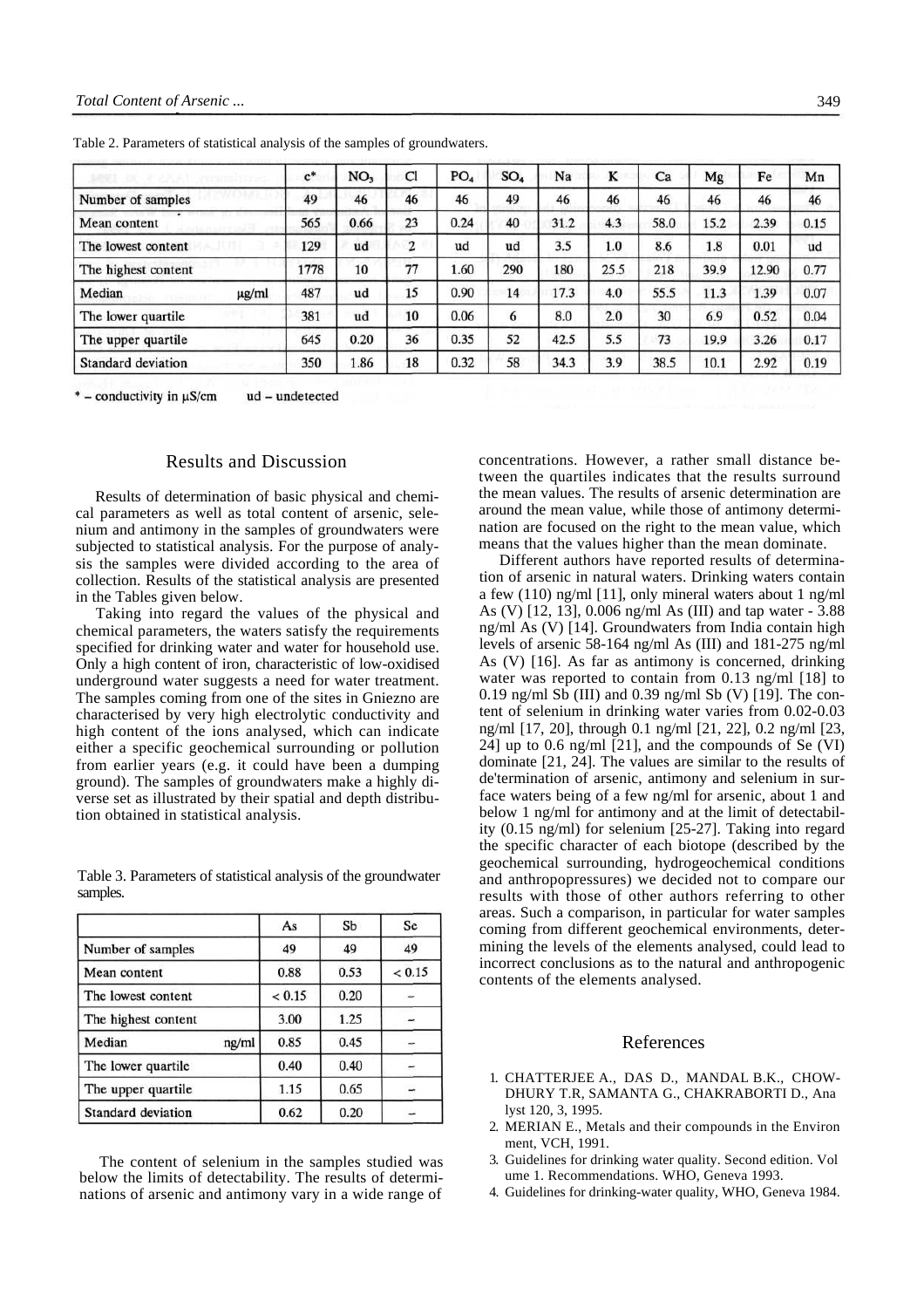Table 2. Parameters of statistical analysis of the samples of groundwaters.

| | | c* | $NO_3$ | Cl | $PO_4$ | $SO_4$ | Na | K | Ca | Mg | Fe | Mn |
|---|---|---|---|---|---|---|---|---|---|---|---|---|
| Number of samples | | 49 | 46 | 46 | 46 | 49 | 46 | 46 | 46 | 46 | 46 | 46 |
| Mean content | | 565 | 0.66 | 23 | 0.24 | 40 | 31.2 | 4.3 | 58.0 | 15.2 | 2.39 | 0.15 |
| The lowest content | | 129 | ud | 2 | ud | ud | 3.5 | 1.0 | 8.6 | 1.8 | 0.01 | ud |
| The highest content | | 1778 | 10 | 77 | 1.60 | 290 | 180 | 25.5 | 218 | 39.9 | 12.90 | 0.77 |
| Median | μg/ml | 487 | ud | 15 | 0.90 | 14 | 17.3 | 4.0 | 55.5 | 11.3 | 1.39 | 0.07 |
| The lower quartile | | 381 | ud | 10 | 0.06 | 6 | 8.0 | 2.0 | 30 | 6.9 | 0.52 | 0.04 |
| The upper quartile | | 645 | 0.20 | 36 | 0.35 | 52 | 42.5 | 5.5 | 73 | 19.9 | 3.26 | 0.17 |
| Standard deviation | | 350 | 1.86 | 18 | 0.32 | 58 | 34.3 | 3.9 | 38.5 | 10.1 | 2.92 | 0.19 |

\* – conductivity in μS/cm   ud – undetected

## Results and Discussion

Results of determination of basic physical and chemical parameters as well as total content of arsenic, selenium and antimony in the samples of groundwaters were subjected to statistical analysis. For the purpose of analysis the samples were divided according to the area of collection. Results of the statistical analysis are presented in the Tables given below.

Taking into regard the values of the physical and chemical parameters, the waters satisfy the requirements specified for drinking water and water for household use. Only a high content of iron, characteristic of low-oxidised underground water suggests a need for water treatment. The samples coming from one of the sites in Gniezno are characterised by very high electrolytic conductivity and high content of the ions analysed, which can indicate either a specific geochemical surrounding or pollution from earlier years (e.g. it could have been a dumping ground). The samples of groundwaters make a highly diverse set as illustrated by their spatial and depth distribution obtained in statistical analysis.

Table 3. Parameters of statistical analysis of the groundwater samples.

| | | As | Sb | Se |
|---|---|---|---|---|
| Number of samples | | 49 | 49 | 49 |
| Mean content | | 0.88 | 0.53 | < 0.15 |
| The lowest content | | < 0.15 | 0.20 | – |
| The highest content | | 3.00 | 1.25 | – |
| Median | ng/ml | 0.85 | 0.45 | – |
| The lower quartile | | 0.40 | 0.40 | – |
| The upper quartile | | 1.15 | 0.65 | – |
| Standard deviation | | 0.62 | 0.20 | – |

The content of selenium in the samples studied was below the limits of detectability. The results of determinations of arsenic and antimony vary in a wide range of concentrations. However, a rather small distance between the quartiles indicates that the results surround the mean values. The results of arsenic determination are around the mean value, while those of antimony determination are focused on the right to the mean value, which means that the values higher than the mean dominate.

Different authors have reported results of determination of arsenic in natural waters. Drinking waters contain a few (110) ng/ml [11], only mineral waters about 1 ng/ml As (V) [12, 13], 0.006 ng/ml As (III) and tap water - 3.88 ng/ml As (V) [14]. Groundwaters from India contain high levels of arsenic 58-164 ng/ml As (III) and 181-275 ng/ml As (V) [16]. As far as antimony is concerned, drinking water was reported to contain from 0.13 ng/ml [18] to 0.19 ng/ml Sb (III) and 0.39 ng/ml Sb (V) [19]. The content of selenium in drinking water varies from 0.02-0.03 ng/ml [17, 20], through 0.1 ng/ml [21, 22], 0.2 ng/ml [23, 24] up to 0.6 ng/ml [21], and the compounds of Se (VI) dominate [21, 24]. The values are similar to the results of de'termination of arsenic, antimony and selenium in surface waters being of a few ng/ml for arsenic, about 1 and below 1 ng/ml for antimony and at the limit of detectability (0.15 ng/ml) for selenium [25-27]. Taking into regard the specific character of each biotope (described by the geochemical surrounding, hydrogeochemical conditions and anthropopressures) we decided not to compare our results with those of other authors referring to other areas. Such a comparison, in particular for water samples coming from different geochemical environments, determining the levels of the elements analysed, could lead to incorrect conclusions as to the natural and anthropogenic contents of the elements analysed.

## References

1. CHATTERJEE A., DAS D., MANDAL B.K., CHOWDHURY T.R, SAMANTA G., CHAKRABORTI D., Analyst 120, 3, 1995.
2. MERIAN E., Metals and their compounds in the Environment, VCH, 1991.
3. Guidelines for drinking water quality. Second edition. Volume 1. Recommendations. WHO, Geneva 1993.
4. Guidelines for drinking-water quality, WHO, Geneva 1984.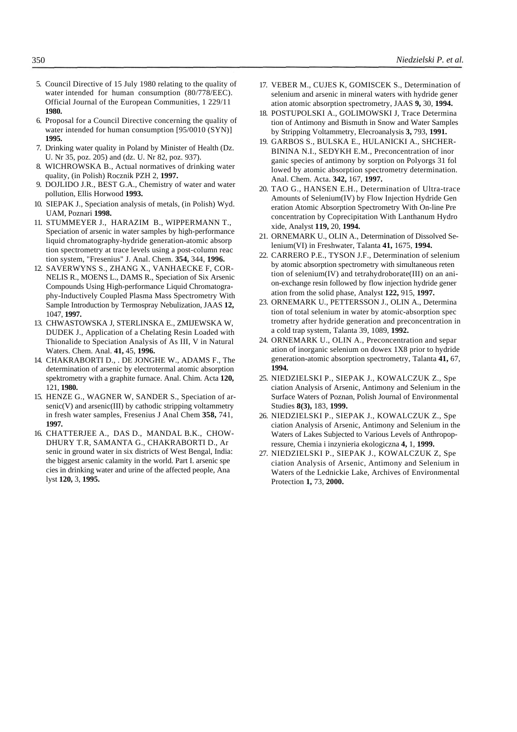5. Council Directive of 15 July 1980 relating to the quality of water intended for human consumption (80/778/EEC). Official Journal of the European Communities, 1 229/11 **1980.**
6. Proposal for a Council Directive concerning the quality of water intended for human consumption [95/0010 (SYN)] **1995.**
7. Drinking water quality in Poland by Minister of Health (Dz. U. Nr 35, poz. 205) and (dz. U. Nr 82, poz. 937).
8. WICHROWSKA B., Actual normatives of drinking water quality, (in Polish) Rocznik PZH 2, **1997.**
9. DOJLIDO J.R., BEST G.A., Chemistry of water and water pollution, Ellis Horwood **1993.**
10. SIEPAK J., Speciation analysis of metals, (in Polish) Wyd. UAM, Poznari **1998.**
11. STUMMEYER J., HARAZIM B., WIPPERMANN T., Speciation of arsenic in water samples by high-performance liquid chromatography-hydride generation-atomic absorp tion spectrometry at trace levels using a post-column reac tion system, "Fresenius" J. Anal. Chem. **354,** 344, **1996.**
12. SAVERWYNS S., ZHANG X., VANHAECKE F, CORNELIS R., MOENS L., DAMS R., Speciation of Six Arsenic Compounds Using High-performance Liquid Chromatography-Inductively Coupled Plasma Mass Spectrometry With Sample Introduction by Termospray Nebulization, JAAS **12,** 1047, **1997.**
13. CHWASTOWSKA J, STERLINSKA E., ZMIJEWSKA W, DUDEK J., Application of a Chelating Resin Loaded with Thionalide to Speciation Analysis of As III, V in Natural Waters. Chem. Anal. **41,** 45, **1996.**
14. CHAKRABORTI D., . DE JONGHE W., ADAMS F., The determination of arsenic by electrotermal atomic absorption spektrometry with a graphite furnace. Anal. Chim. Acta **120,** 121, **1980.**
15. HENZE G., WAGNER W, SANDER S., Speciation of arsenic(V) and arsenic(III) by cathodic stripping voltammetry in fresh water samples, Fresenius J Anal Chem **358,** 741, **1997.**
16. CHATTERJEE A., DAS D., MANDAL B.K., CHOWDHURY T.R, SAMANTA G., CHAKRABORTI D., Ar senic in ground water in six districts of West Bengal, India: the biggest arsenic calamity in the world. Part I. arsenic spe cies in drinking water and urine of the affected people, Ana lyst **120,** 3, **1995.**
17. VEBER M., CUJES K, GOMISCEK S., Determination of selenium and arsenic in mineral waters with hydride gener ation atomic absorption spectrometry, JAAS **9,** 30, **1994.**
18. POSTUPOLSKI A., GOLIMOWSKI J, Trace Determina tion of Antimony and Bismuth in Snow and Water Samples by Stripping Voltammetry, Elecroanalysis **3,** 793, **1991.**
19. GARBOS S., BULSKA E., HULANICKI A., SHCHERBININA N.I., SEDYKH E.M., Preconcentration of inor ganic species of antimony by sorption on Polyorgs 31 fol lowed by atomic absorption spectrometry determination. Anal. Chem. Acta. **342,** 167, **1997.**
20. TAO G., HANSEN E.H., Determination of Ultra-trace Amounts of Selenium(IV) by Flow Injection Hydride Gen eration Atomic Absorption Spectrometry With On-line Pre concentration by Coprecipitation With Lanthanum Hydro xide, Analyst **119,** 20, **1994.**
21. ORNEMARK U., OLIN A., Determination of Dissolved Selenium(VI) in Freshwater, Talanta **41,** 1675, **1994.**
22. CARRERO P.E., TYSON J.F., Determination of selenium by atomic absorption spectrometry with simultaneous reten tion of selenium(IV) and tetrahydroborate(III) on an anion-exchange resin followed by flow injection hydride gener ation from the solid phase, Analyst **122,** 915, **1997.**
23. ORNEMARK U., PETTERSSON J., OLIN A., Determina tion of total selenium in water by atomic-absorption spec trometry after hydride generation and preconcentration in a cold trap system, Talanta 39, 1089, **1992.**
24. ORNEMARK U., OLIN A., Preconcentration and separ ation of inorganic selenium on dowex 1X8 prior to hydride generation-atomic absorption spectrometry, Talanta **41,** 67, **1994.**
25. NIEDZIELSKI P., SIEPAK J., KOWALCZUK Z., Spe ciation Analysis of Arsenic, Antimony and Selenium in the Surface Waters of Poznan, Polish Journal of Environmental Studies **8(3),** 183, **1999.**
26. NIEDZIELSKI P., SIEPAK J., KOWALCZUK Z., Spe ciation Analysis of Arsenic, Antimony and Selenium in the Waters of Lakes Subjected to Various Levels of Anthropopressure, Chemia i inzynieria ekologiczna **4,** 1, **1999.**
27. NIEDZIELSKI P., SIEPAK J., KOWALCZUK Z, Spe ciation Analysis of Arsenic, Antimony and Selenium in Waters of the Lednickie Lake, Archives of Environmental Protection **1,** 73, **2000.**